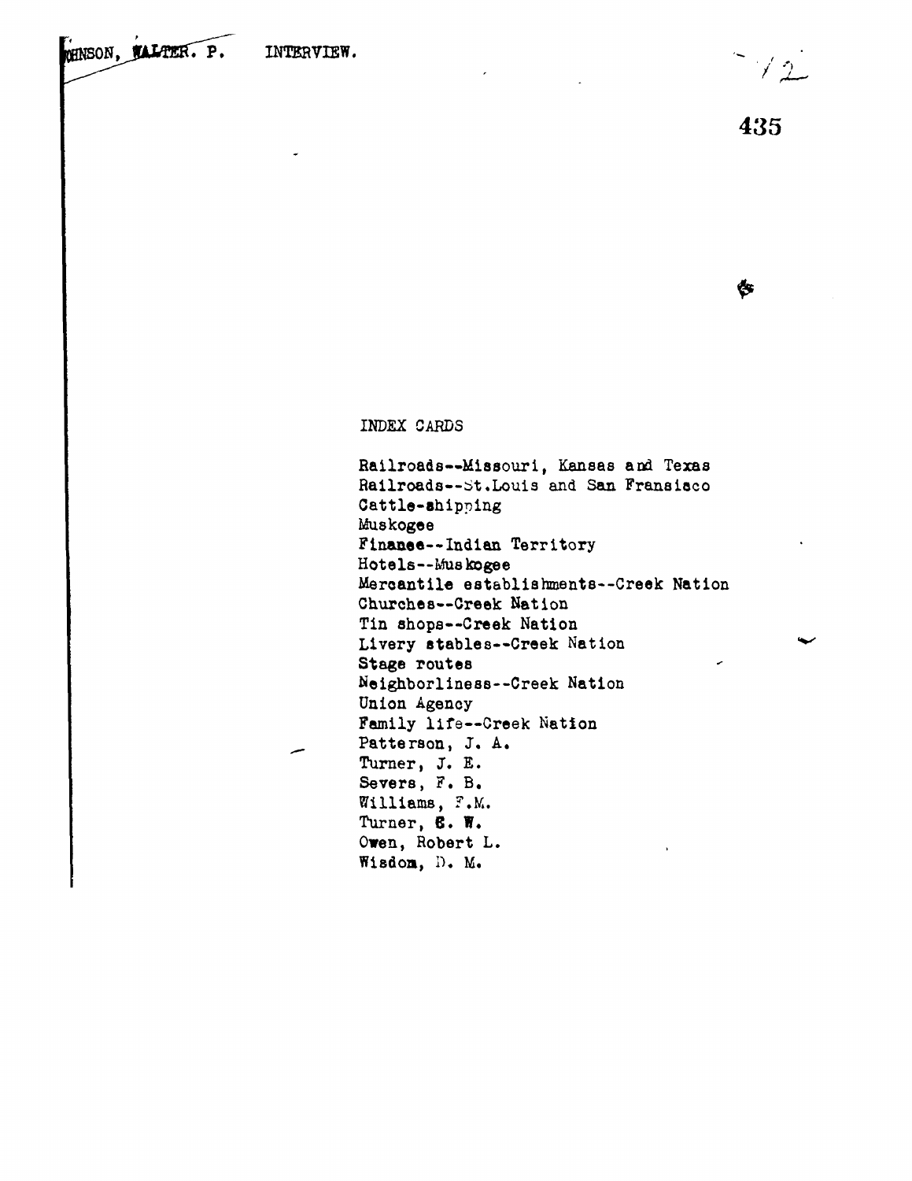JOHNSON, WALTER. P. INTERVIEW.

INDEX CARDS

Railroads--Missouri, Kansas and Texas
Railroads--St.Louis and San Fransisco
Cattle-shipping
Muskogee
Finance--Indian Territory
Hotels--Muskogee
Mercantile establishments--Creek Nation
Churches--Creek Nation
Tin shops--Creek Nation
Livery stables--Creek Nation
Stage routes
Neighborliness--Creek Nation
Union Agency
Family life--Creek Nation
Patterson, J. A.
Turner, J. E.
Severs, F. B.
Williams, F.M.
Turner, C. W.
Owen, Robert L.
Wisdom, D. M.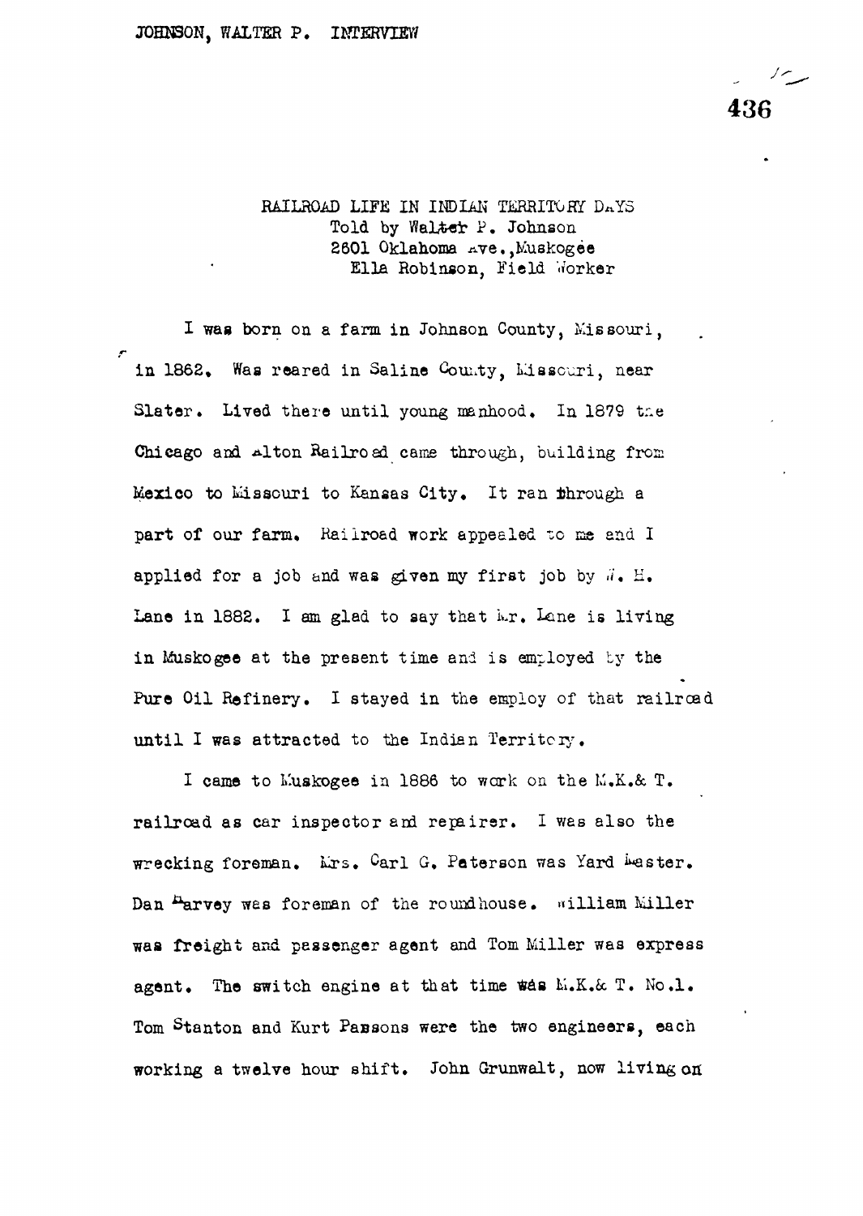RAILROAD LIFE IN INDIAN TERRITORY DAYS
Told by Walter P. Johnson
2601 Oklahoma Ave., Muskogee
Ella Robinson, Field Worker

I was born on a farm in Johnson County, Missouri, in 1862. Was reared in Saline County, Missouri, near Slater. Lived there until young manhood. In 1879 the Chicago and Alton Railroad came through, building from Mexico to Missouri to Kansas City. It ran through a part of our farm. Railroad work appealed to me and I applied for a job and was given my first job by W. H. Lane in 1882. I am glad to say that Mr. Lane is living in Muskogee at the present time and is employed by the Pure Oil Refinery. I stayed in the employ of that railroad until I was attracted to the Indian Territory.

I came to Muskogee in 1886 to work on the M.K.& T. railroad as car inspector and repairer. I was also the wrecking foreman. Mrs. Carl G. Peterson was Yard Master. Dan Harvey was foreman of the roundhouse. William Miller was freight and passenger agent and Tom Miller was express agent. The switch engine at that time was M.K.& T. No.1. Tom Stanton and Kurt Passons were the two engineers, each working a twelve hour shift. John Grunwalt, now living on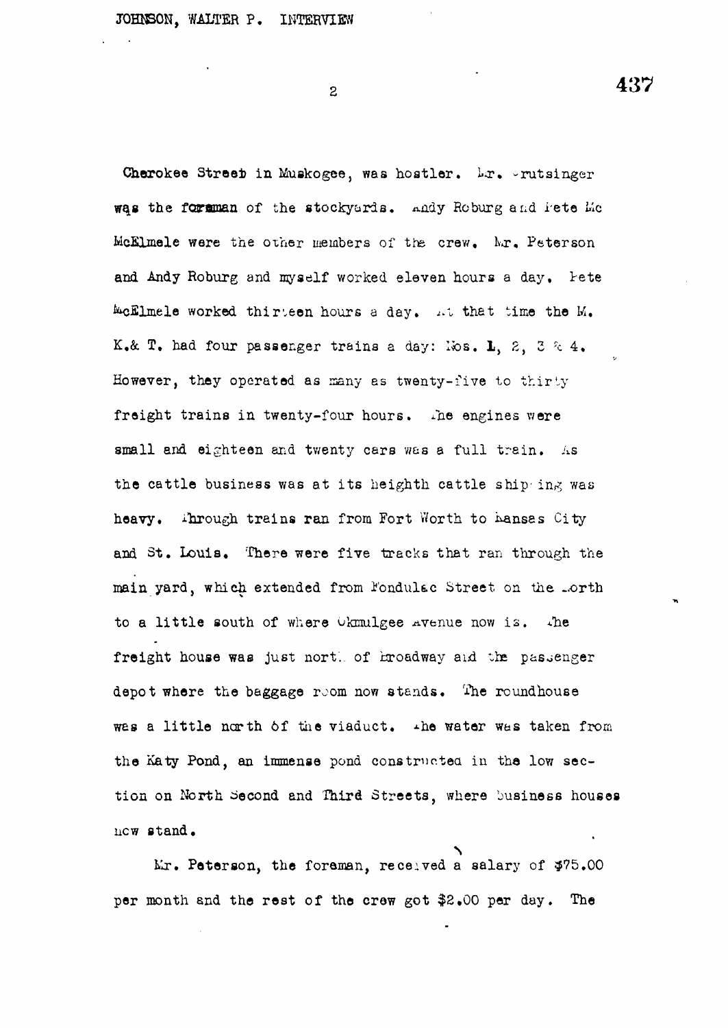Cherokee Street in Muskogee, was hostler. Mr. Crutsinger was the foreman of the stockyards. Andy Roburg and Pete Mc McElmele were the other members of the crew. Mr. Peterson and Andy Roburg and myself worked eleven hours a day. Pete McElmele worked thirteen hours a day. At that time the M. K.& T. had four passenger trains a day: Nos. 1, 2, 3 & 4. However, they operated as many as twenty-five to thirty freight trains in twenty-four hours. The engines were small and eighteen and twenty cars was a full train. As the cattle business was at its heighth cattle shipping was heavy. Through trains ran from Fort Worth to Kansas City and St. Louis. There were five tracks that ran through the main yard, which extended from Fondulac Street on the North to a little south of where Okmulgee Avenue now is. The freight house was just north of Broadway and the passenger depot where the baggage room now stands. The roundhouse was a little north of the viaduct. The water was taken from the Katy Pond, an immense pond constructed in the low section on North Second and Third Streets, where business houses now stand.

Mr. Peterson, the foreman, received a salary of $75.00 per month and the rest of the crew got $2.00 per day. The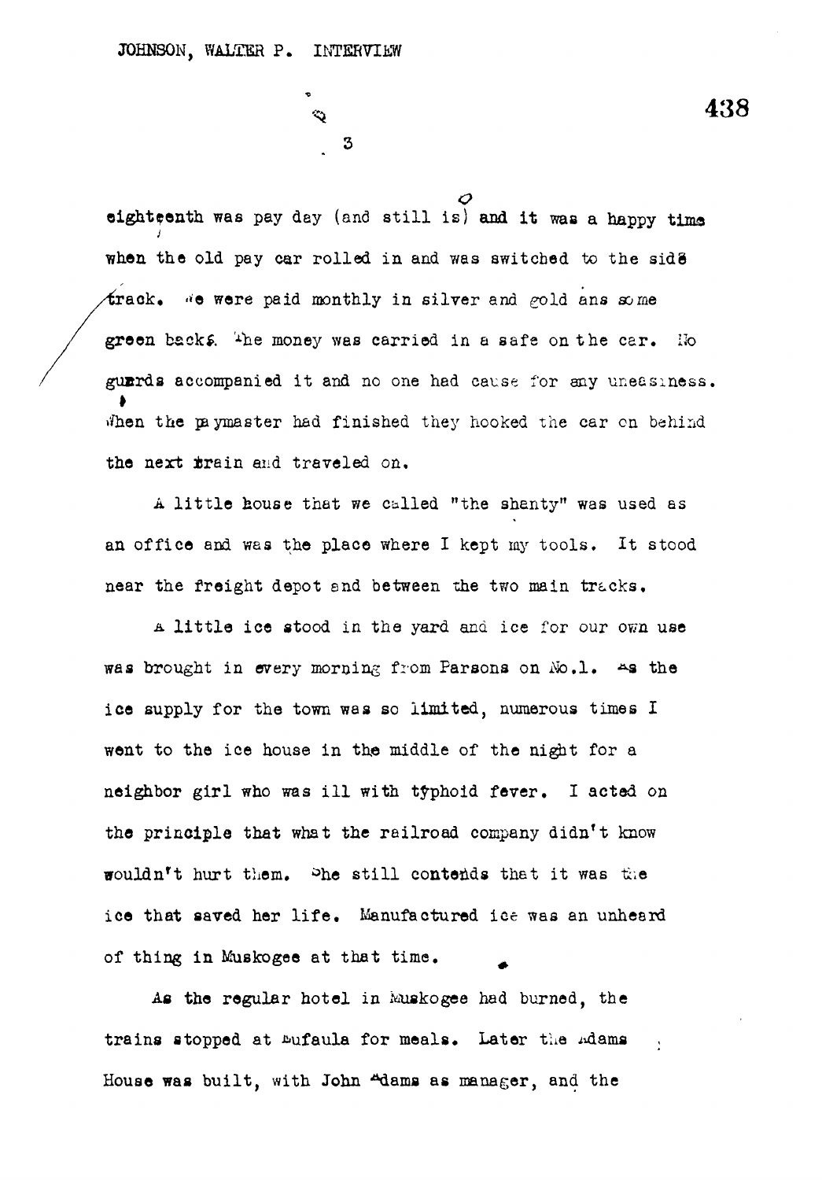eighteenth was pay day (and still is) and it was a happy time when the old pay car rolled in and was switched to the side track. We were paid monthly in silver and gold ans some green backs. The money was carried in a safe on the car. No guards accompanied it and no one had cause for any uneasiness. When the paymaster had finished they hooked the car on behind the next train and traveled on.

A little house that we called "the shanty" was used as an office and was the place where I kept my tools. It stood near the freight depot and between the two main tracks.

A little ice stood in the yard and ice for our own use was brought in every morning from Parsons on No.1. As the ice supply for the town was so limited, numerous times I went to the ice house in the middle of the night for a neighbor girl who was ill with typhoid fever. I acted on the principle that what the railroad company didn't know wouldn't hurt them. She still contends that it was the ice that saved her life. Manufactured ice was an unheard of thing in Muskogee at that time.

As the regular hotel in Muskogee had burned, the trains stopped at Eufaula for meals. Later the Adams House was built, with John Adams as manager, and the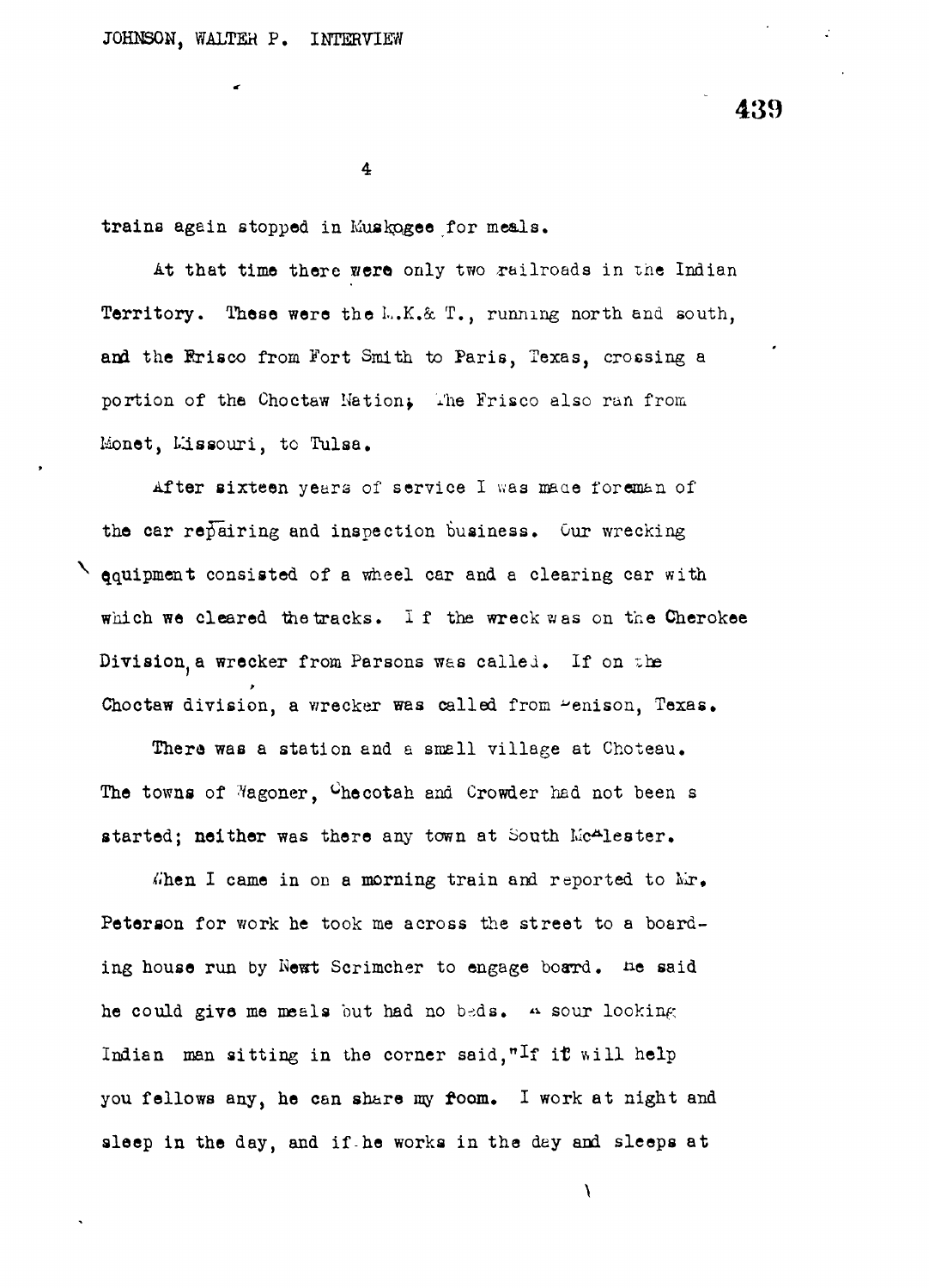trains again stopped in Muskogee for meals.

At that time there were only two railroads in the Indian Territory. These were the M.K.& T., running north and south, and the Frisco from Fort Smith to Paris, Texas, crossing a portion of the Choctaw Nation; The Frisco also ran from Monet, Missouri, to Tulsa.

After sixteen years of service I was made foreman of the car repairing and inspection business. Our wrecking equipment consisted of a wheel car and a clearing car with which we cleared the tracks. If the wreck was on the Cherokee Division, a wrecker from Parsons was called. If on the Choctaw division, a wrecker was called from Denison, Texas.

There was a station and a small village at Choteau. The towns of Wagoner, Checotah and Crowder had not been started; neither was there any town at South McAlester.

When I came in on a morning train and reported to Mr. Peterson for work he took me across the street to a boarding house run by Newt Scrimcher to engage board. He said he could give me meals but had no beds. A sour looking Indian man sitting in the corner said, "If it will help you fellows any, he can share my room. I work at night and sleep in the day, and if he works in the day and sleeps at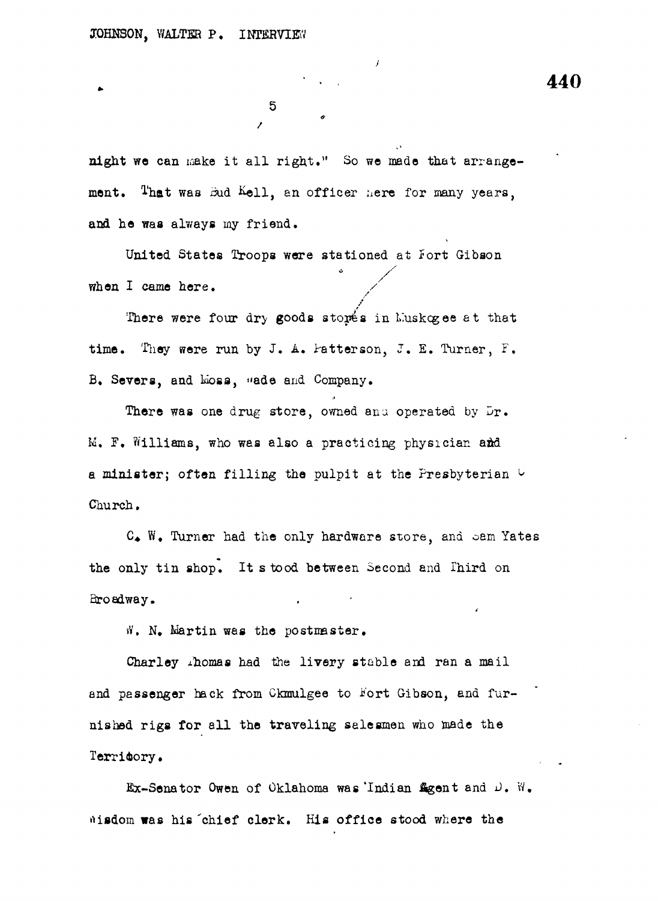night we can make it all right." So we made that arrangement. That was Bud Kell, an officer here for many years, and he was always my friend.

United States Troops were stationed at Fort Gibson when I came here.

There were four dry goods stores in Muskogee at that time. They were run by J. A. Patterson, J. E. Turner, F. B. Severs, and Moss, Wade and Company.

There was one drug store, owned and operated by Dr. M. F. Williams, who was also a practicing physician and a minister; often filling the pulpit at the Presbyterian Church.

C. W. Turner had the only hardware store, and Sam Yates the only tin shop. It stood between Second and Third on Broadway.

W. N. Martin was the postmaster.

Charley Thomas had the livery stable and ran a mail and passenger hack from Okmulgee to Fort Gibson, and furnished rigs for all the traveling salesmen who made the Territory.

Ex-Senator Owen of Oklahoma was Indian Agent and D. W. Wisdom was his chief clerk. His office stood where the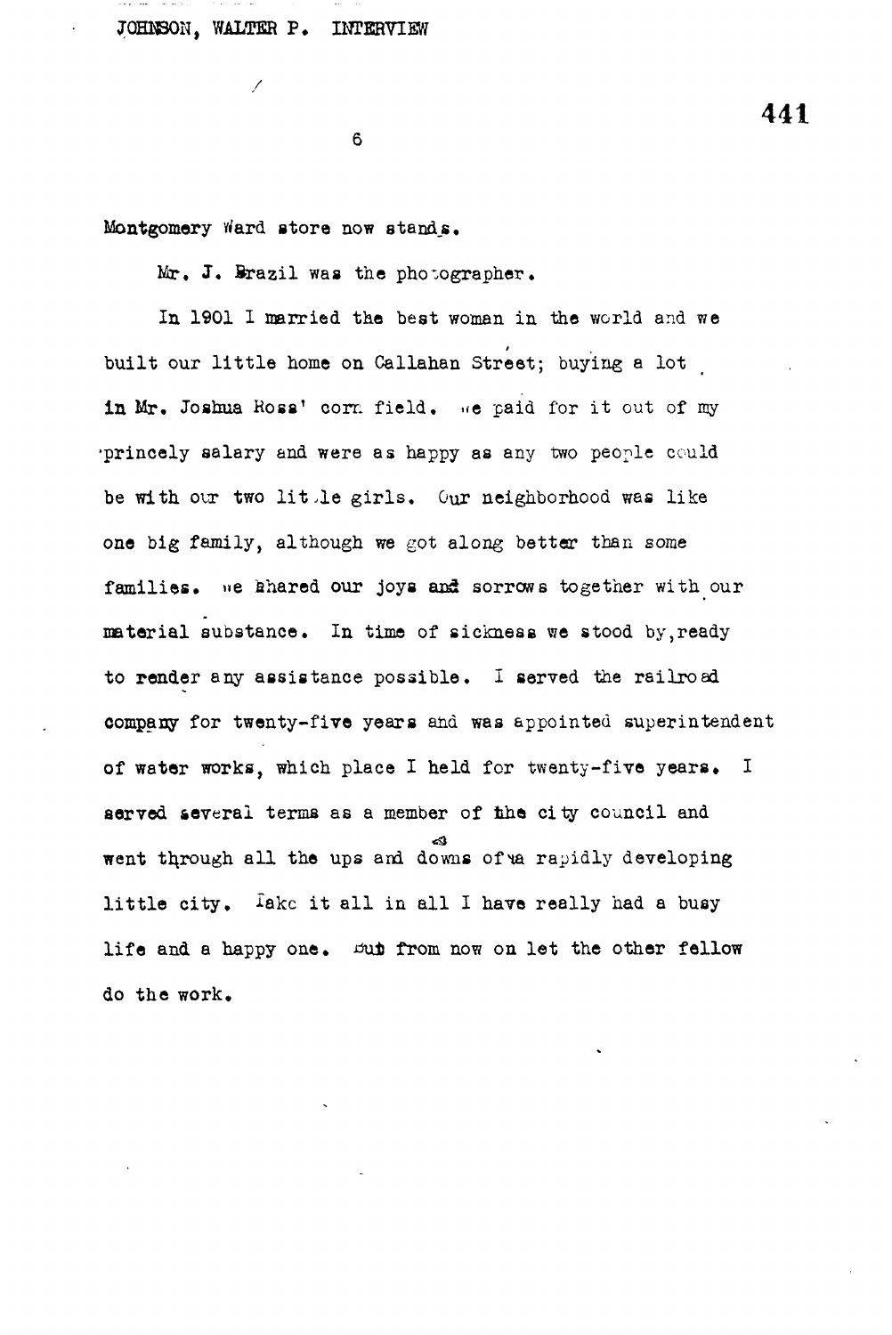Montgomery Ward store now stands.

Mr. J. Brazil was the photographer.

In 1901 I married the best woman in the world and we built our little home on Callahan Street; buying a lot in Mr. Joshua Ross' corn field. We paid for it out of my princely salary and were as happy as any two people could be with our two little girls. Our neighborhood was like one big family, although we got along better than some families. We shared our joys and sorrows together with our material substance. In time of sickness we stood by, ready to render any assistance possible. I served the railroad company for twenty-five years and was appointed superintendent of water works, which place I held for twenty-five years. I served several terms as a member of the city council and went through all the ups and downs of a rapidly developing little city. Take it all in all I have really had a busy life and a happy one. But from now on let the other fellow do the work.